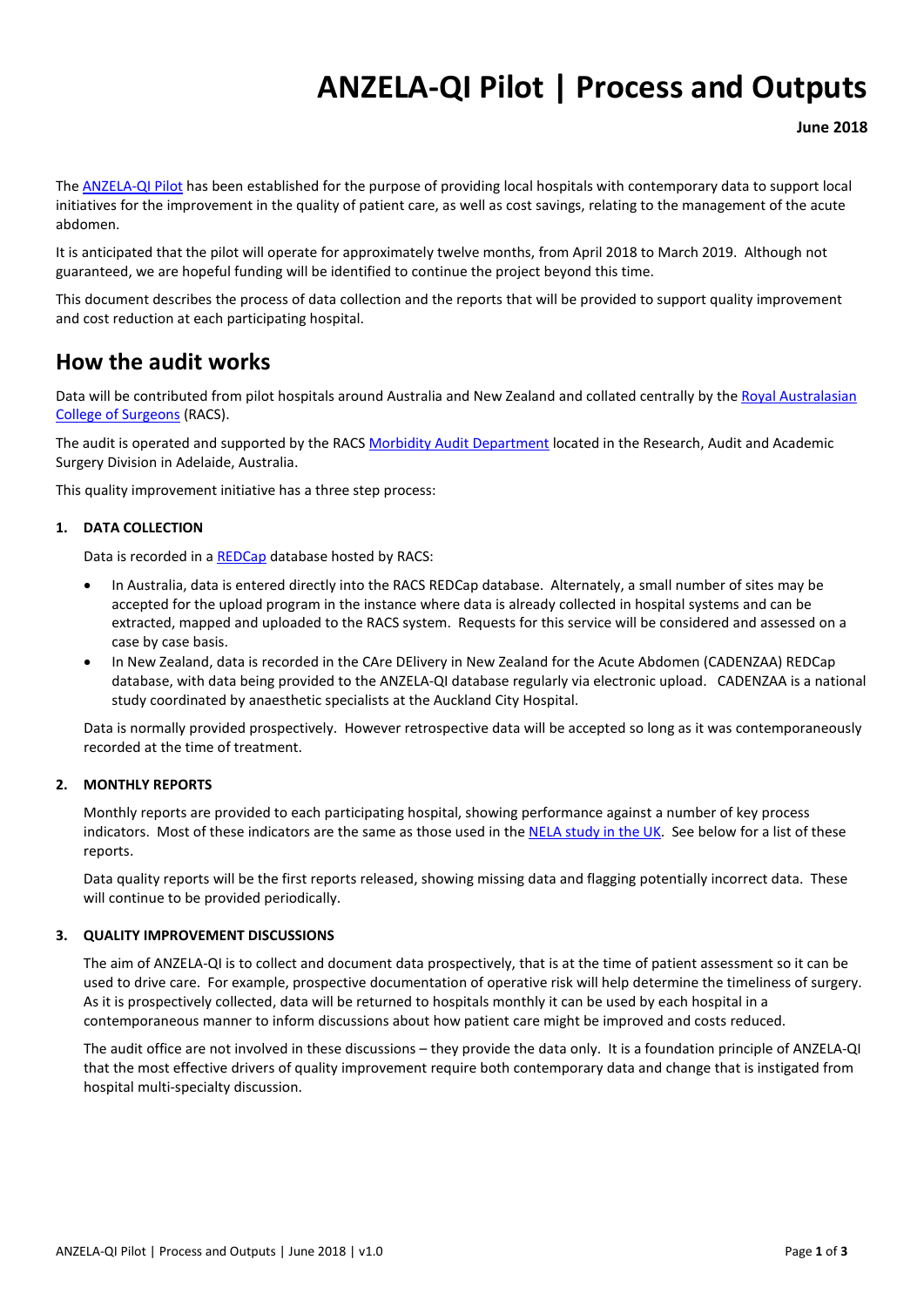# ANZELA-QI Pilot | Process and Outputs

**June 2018**

The [ANZELA-QI Pilot] has been established for the purpose of providing local hospitals with contemporary data to support local initiatives for the improvement in the quality of patient care, as well as cost savings, relating to the management of the acute abdomen.

It is anticipated that the pilot will operate for approximately twelve months, from April 2018 to March 2019. Although not guaranteed, we are hopeful funding will be identified to continue the project beyond this time.

This document describes the process of data collection and the reports that will be provided to support quality improvement and cost reduction at each participating hospital.

## How the audit works

Data will be contributed from pilot hospitals around Australia and New Zealand and collated centrally by the [Royal Australasian College of Surgeons] (RACS).

The audit is operated and supported by the RACS [Morbidity Audit Department] located in the Research, Audit and Academic Surgery Division in Adelaide, Australia.

This quality improvement initiative has a three step process:

### 1. DATA COLLECTION

Data is recorded in a [REDCap] database hosted by RACS:

- In Australia, data is entered directly into the RACS REDCap database. Alternately, a small number of sites may be accepted for the upload program in the instance where data is already collected in hospital systems and can be extracted, mapped and uploaded to the RACS system. Requests for this service will be considered and assessed on a case by case basis.
- In New Zealand, data is recorded in the CAre DElivery in New Zealand for the Acute Abdomen (CADENZAA) REDCap database, with data being provided to the ANZELA-QI database regularly via electronic upload. CADENZAA is a national study coordinated by anaesthetic specialists at the Auckland City Hospital.

Data is normally provided prospectively. However retrospective data will be accepted so long as it was contemporaneously recorded at the time of treatment.

### 2. MONTHLY REPORTS

Monthly reports are provided to each participating hospital, showing performance against a number of key process indicators. Most of these indicators are the same as those used in the [NELA study in the UK]. See below for a list of these reports.

Data quality reports will be the first reports released, showing missing data and flagging potentially incorrect data. These will continue to be provided periodically.

### 3. QUALITY IMPROVEMENT DISCUSSIONS

The aim of ANZELA-QI is to collect and document data prospectively, that is at the time of patient assessment so it can be used to drive care. For example, prospective documentation of operative risk will help determine the timeliness of surgery. As it is prospectively collected, data will be returned to hospitals monthly it can be used by each hospital in a contemporaneous manner to inform discussions about how patient care might be improved and costs reduced.

The audit office are not involved in these discussions – they provide the data only. It is a foundation principle of ANZELA-QI that the most effective drivers of quality improvement require both contemporary data and change that is instigated from hospital multi-specialty discussion.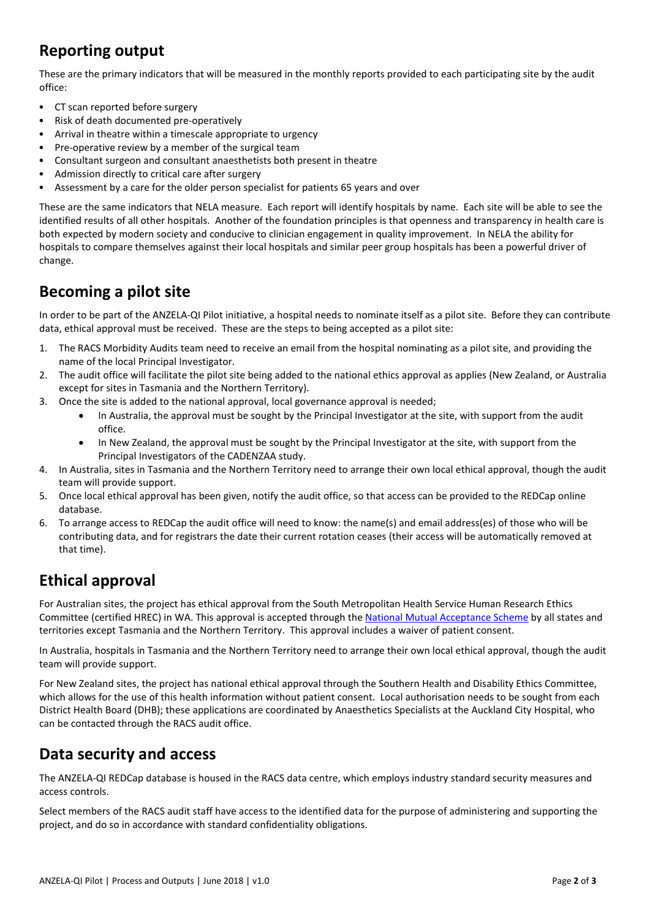## Reporting output

These are the primary indicators that will be measured in the monthly reports provided to each participating site by the audit office:

- CT scan reported before surgery
- Risk of death documented pre-operatively
- Arrival in theatre within a timescale appropriate to urgency
- Pre-operative review by a member of the surgical team
- Consultant surgeon and consultant anaesthetists both present in theatre
- Admission directly to critical care after surgery
- Assessment by a care for the older person specialist for patients 65 years and over

These are the same indicators that NELA measure. Each report will identify hospitals by name. Each site will be able to see the identified results of all other hospitals. Another of the foundation principles is that openness and transparency in health care is both expected by modern society and conducive to clinician engagement in quality improvement. In NELA the ability for hospitals to compare themselves against their local hospitals and similar peer group hospitals has been a powerful driver of change.

## Becoming a pilot site

In order to be part of the ANZELA-QI Pilot initiative, a hospital needs to nominate itself as a pilot site. Before they can contribute data, ethical approval must be received. These are the steps to being accepted as a pilot site:

1. The RACS Morbidity Audits team need to receive an email from the hospital nominating as a pilot site, and providing the name of the local Principal Investigator.
2. The audit office will facilitate the pilot site being added to the national ethics approval as applies (New Zealand, or Australia except for sites in Tasmania and the Northern Territory).
3. Once the site is added to the national approval, local governance approval is needed;
   - In Australia, the approval must be sought by the Principal Investigator at the site, with support from the audit office.
   - In New Zealand, the approval must be sought by the Principal Investigator at the site, with support from the Principal Investigators of the CADENZAA study.
4. In Australia, sites in Tasmania and the Northern Territory need to arrange their own local ethical approval, though the audit team will provide support.
5. Once local ethical approval has been given, notify the audit office, so that access can be provided to the REDCap online database.
6. To arrange access to REDCap the audit office will need to know: the name(s) and email address(es) of those who will be contributing data, and for registrars the date their current rotation ceases (their access will be automatically removed at that time).

## Ethical approval

For Australian sites, the project has ethical approval from the South Metropolitan Health Service Human Research Ethics Committee (certified HREC) in WA. This approval is accepted through the National Mutual Acceptance Scheme by all states and territories except Tasmania and the Northern Territory. This approval includes a waiver of patient consent.

In Australia, hospitals in Tasmania and the Northern Territory need to arrange their own local ethical approval, though the audit team will provide support.

For New Zealand sites, the project has national ethical approval through the Southern Health and Disability Ethics Committee, which allows for the use of this health information without patient consent. Local authorisation needs to be sought from each District Health Board (DHB); these applications are coordinated by Anaesthetics Specialists at the Auckland City Hospital, who can be contacted through the RACS audit office.

## Data security and access

The ANZELA-QI REDCap database is housed in the RACS data centre, which employs industry standard security measures and access controls.

Select members of the RACS audit staff have access to the identified data for the purpose of administering and supporting the project, and do so in accordance with standard confidentiality obligations.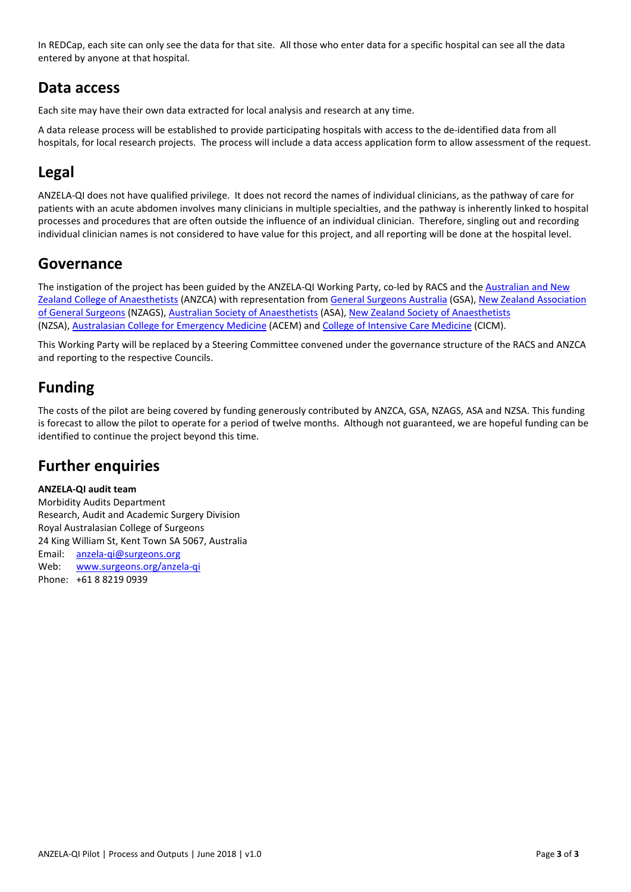In REDCap, each site can only see the data for that site. All those who enter data for a specific hospital can see all the data entered by anyone at that hospital.

## Data access

Each site may have their own data extracted for local analysis and research at any time.

A data release process will be established to provide participating hospitals with access to the de-identified data from all hospitals, for local research projects. The process will include a data access application form to allow assessment of the request.

## Legal

ANZELA-QI does not have qualified privilege. It does not record the names of individual clinicians, as the pathway of care for patients with an acute abdomen involves many clinicians in multiple specialties, and the pathway is inherently linked to hospital processes and procedures that are often outside the influence of an individual clinician. Therefore, singling out and recording individual clinician names is not considered to have value for this project, and all reporting will be done at the hospital level.

## Governance

The instigation of the project has been guided by the ANZELA-QI Working Party, co-led by RACS and the Australian and New Zealand College of Anaesthetists (ANZCA) with representation from General Surgeons Australia (GSA), New Zealand Association of General Surgeons (NZAGS), Australian Society of Anaesthetists (ASA), New Zealand Society of Anaesthetists (NZSA), Australasian College for Emergency Medicine (ACEM) and College of Intensive Care Medicine (CICM).

This Working Party will be replaced by a Steering Committee convened under the governance structure of the RACS and ANZCA and reporting to the respective Councils.

## Funding

The costs of the pilot are being covered by funding generously contributed by ANZCA, GSA, NZAGS, ASA and NZSA. This funding is forecast to allow the pilot to operate for a period of twelve months. Although not guaranteed, we are hopeful funding can be identified to continue the project beyond this time.

## Further enquiries

**ANZELA-QI audit team**
Morbidity Audits Department
Research, Audit and Academic Surgery Division
Royal Australasian College of Surgeons
24 King William St, Kent Town SA 5067, Australia
Email: anzela-qi@surgeons.org
Web: www.surgeons.org/anzela-qi
Phone: +61 8 8219 0939